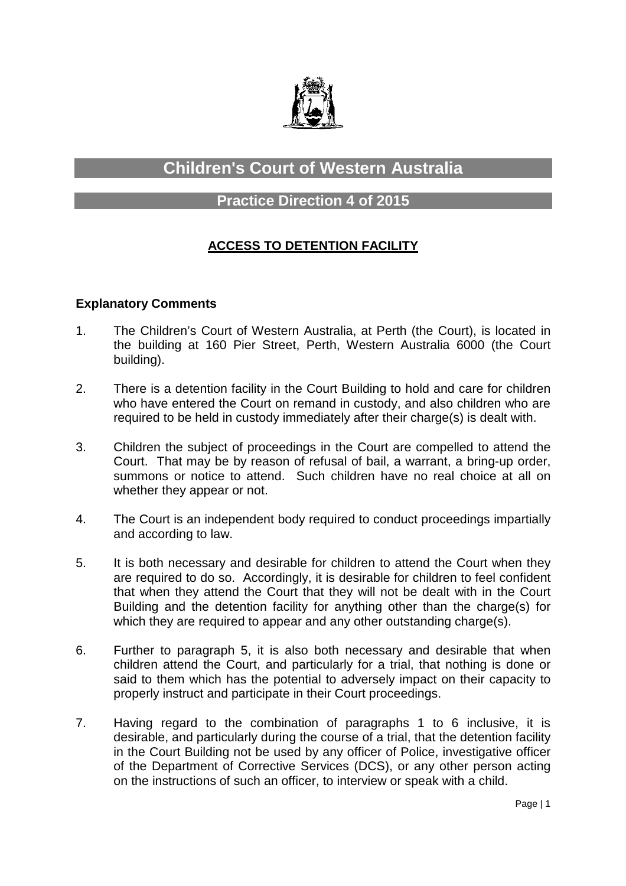# Children's Court of Western Australia

## Practice Direction 4 of 2015

### ACCESS TO DETENTION FACILITY

**Explanatory Comments**

1. The Children's Court of Western Australia, at Perth (the Court), is located in the building at 160 Pier Street, Perth, Western Australia 6000 (the Court building).

2. There is a detention facility in the Court Building to hold and care for children who have entered the Court on remand in custody, and also children who are required to be held in custody immediately after their charge(s) is dealt with.

3. Children the subject of proceedings in the Court are compelled to attend the Court. That may be by reason of refusal of bail, a warrant, a bring-up order, summons or notice to attend. Such children have no real choice at all on whether they appear or not.

4. The Court is an independent body required to conduct proceedings impartially and according to law.

5. It is both necessary and desirable for children to attend the Court when they are required to do so. Accordingly, it is desirable for children to feel confident that when they attend the Court that they will not be dealt with in the Court Building and the detention facility for anything other than the charge(s) for which they are required to appear and any other outstanding charge(s).

6. Further to paragraph 5, it is also both necessary and desirable that when children attend the Court, and particularly for a trial, that nothing is done or said to them which has the potential to adversely impact on their capacity to properly instruct and participate in their Court proceedings.

7. Having regard to the combination of paragraphs 1 to 6 inclusive, it is desirable, and particularly during the course of a trial, that the detention facility in the Court Building not be used by any officer of Police, investigative officer of the Department of Corrective Services (DCS), or any other person acting on the instructions of such an officer, to interview or speak with a child.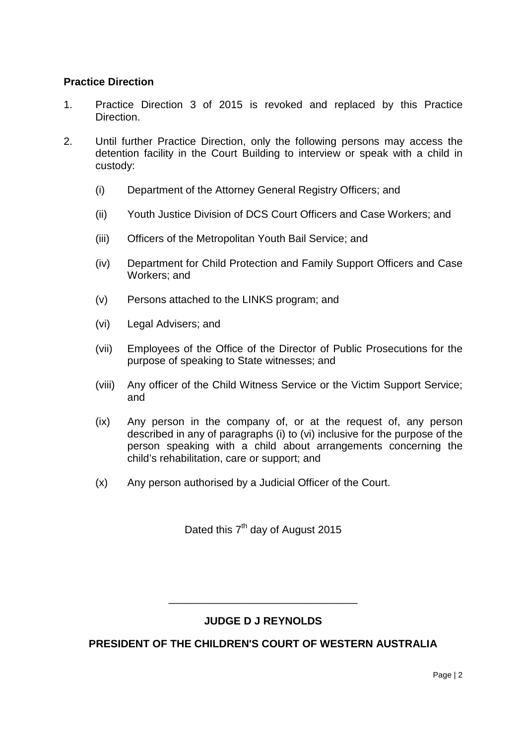**Practice Direction**

1. Practice Direction 3 of 2015 is revoked and replaced by this Practice Direction.

2. Until further Practice Direction, only the following persons may access the detention facility in the Court Building to interview or speak with a child in custody:

   (i) Department of the Attorney General Registry Officers; and

   (ii) Youth Justice Division of DCS Court Officers and Case Workers; and

   (iii) Officers of the Metropolitan Youth Bail Service; and

   (iv) Department for Child Protection and Family Support Officers and Case Workers; and

   (v) Persons attached to the LINKS program; and

   (vi) Legal Advisers; and

   (vii) Employees of the Office of the Director of Public Prosecutions for the purpose of speaking to State witnesses; and

   (viii) Any officer of the Child Witness Service or the Victim Support Service; and

   (ix) Any person in the company of, or at the request of, any person described in any of paragraphs (i) to (vi) inclusive for the purpose of the person speaking with a child about arrangements concerning the child's rehabilitation, care or support; and

   (x) Any person authorised by a Judicial Officer of the Court.

Dated this 7th day of August 2015

\_\_\_\_\_\_\_\_\_\_\_\_\_\_\_\_\_\_\_\_\_\_\_\_\_\_\_\_\_\_\_\_

**JUDGE D J REYNOLDS**

**PRESIDENT OF THE CHILDREN'S COURT OF WESTERN AUSTRALIA**